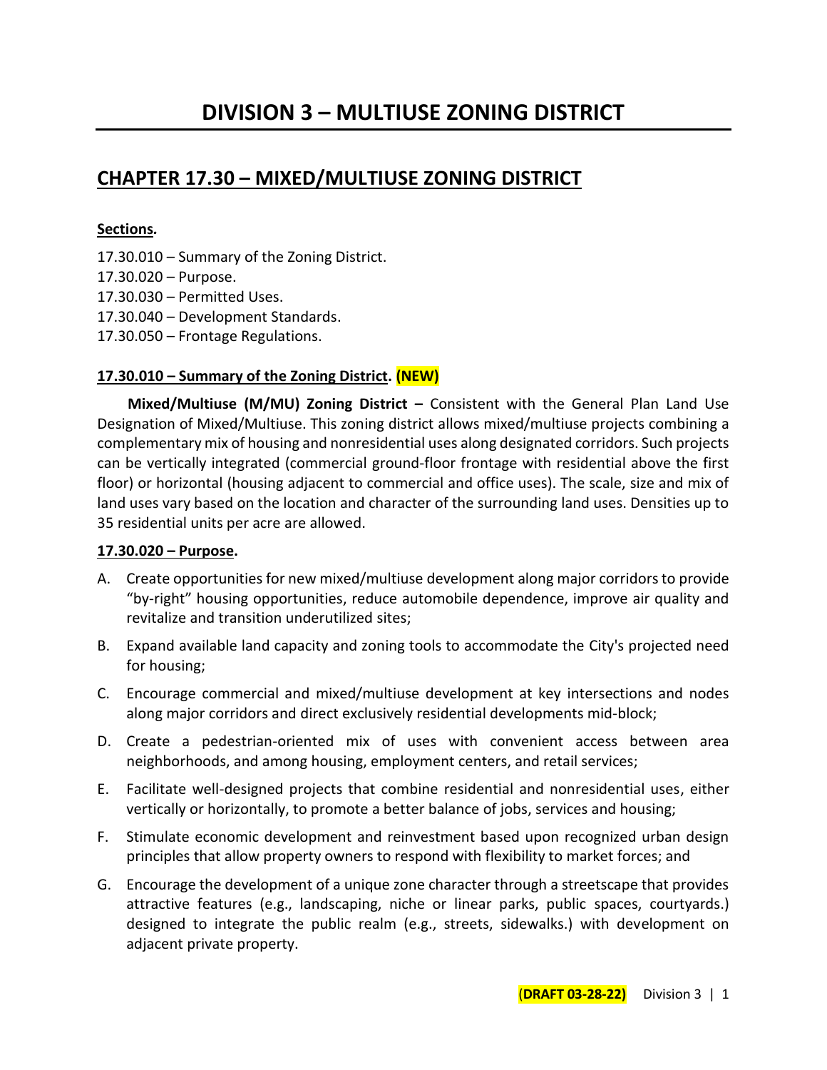# DIVISION 3 – MULTIUSE ZONING DISTRICT

## CHAPTER 17.30 – MIXED/MULTIUSE ZONING DISTRICT

**Sections.**

17.30.010 – Summary of the Zoning District.
17.30.020 – Purpose.
17.30.030 – Permitted Uses.
17.30.040 – Development Standards.
17.30.050 – Frontage Regulations.

### 17.30.010 – Summary of the Zoning District. (NEW)

**Mixed/Multiuse (M/MU) Zoning District –** Consistent with the General Plan Land Use Designation of Mixed/Multiuse. This zoning district allows mixed/multiuse projects combining a complementary mix of housing and nonresidential uses along designated corridors. Such projects can be vertically integrated (commercial ground-floor frontage with residential above the first floor) or horizontal (housing adjacent to commercial and office uses). The scale, size and mix of land uses vary based on the location and character of the surrounding land uses. Densities up to 35 residential units per acre are allowed.

### 17.30.020 – Purpose.

A. Create opportunities for new mixed/multiuse development along major corridors to provide "by-right" housing opportunities, reduce automobile dependence, improve air quality and revitalize and transition underutilized sites;

B. Expand available land capacity and zoning tools to accommodate the City's projected need for housing;

C. Encourage commercial and mixed/multiuse development at key intersections and nodes along major corridors and direct exclusively residential developments mid-block;

D. Create a pedestrian-oriented mix of uses with convenient access between area neighborhoods, and among housing, employment centers, and retail services;

E. Facilitate well-designed projects that combine residential and nonresidential uses, either vertically or horizontally, to promote a better balance of jobs, services and housing;

F. Stimulate economic development and reinvestment based upon recognized urban design principles that allow property owners to respond with flexibility to market forces; and

G. Encourage the development of a unique zone character through a streetscape that provides attractive features (e.g., landscaping, niche or linear parks, public spaces, courtyards.) designed to integrate the public realm (e.g., streets, sidewalks.) with development on adjacent private property.

(DRAFT 03-28-22)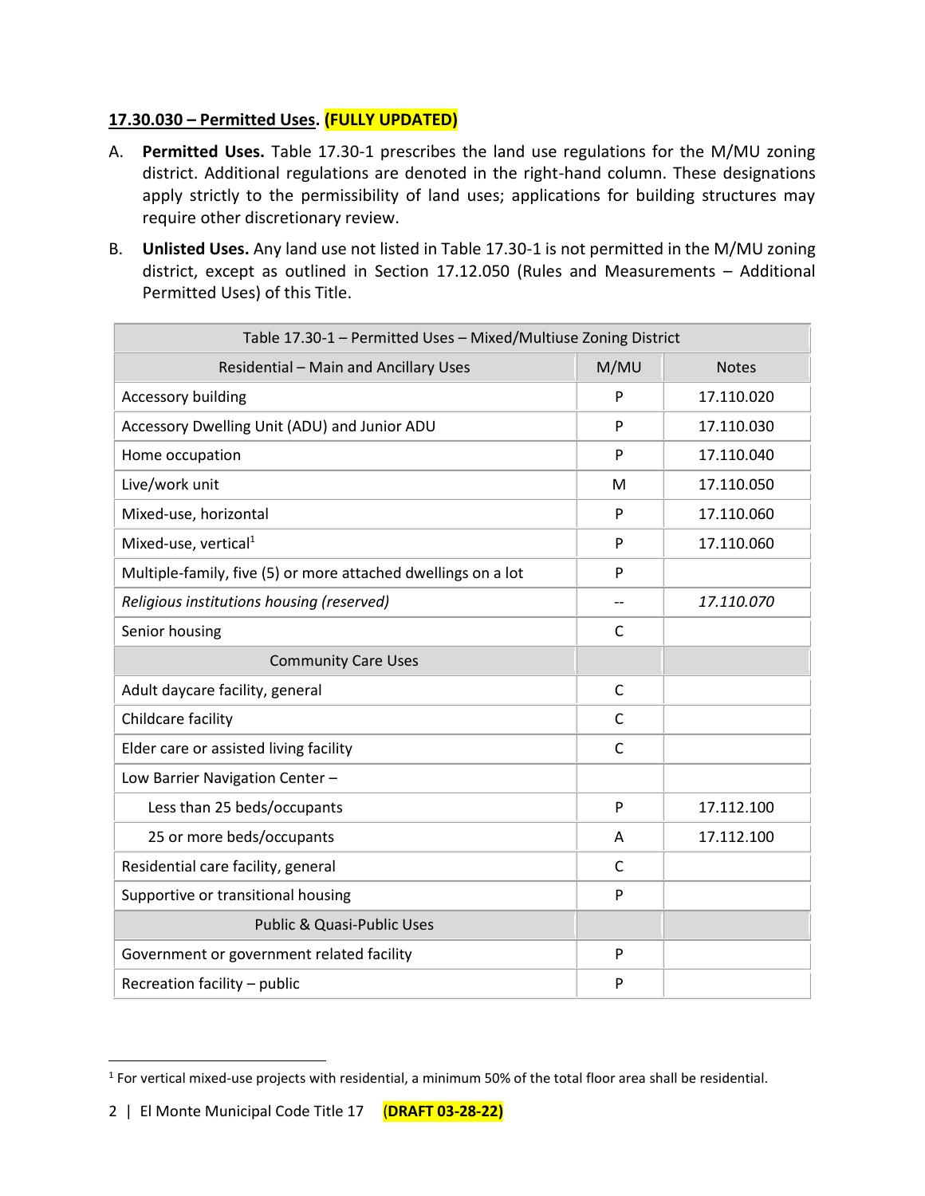**17.30.030 – Permitted Uses. (FULLY UPDATED)**

A. **Permitted Uses.** Table 17.30-1 prescribes the land use regulations for the M/MU zoning district. Additional regulations are denoted in the right-hand column. These designations apply strictly to the permissibility of land uses; applications for building structures may require other discretionary review.

B. **Unlisted Uses.** Any land use not listed in Table 17.30-1 is not permitted in the M/MU zoning district, except as outlined in Section 17.12.050 (Rules and Measurements – Additional Permitted Uses) of this Title.

| Table 17.30-1 – Permitted Uses – Mixed/Multiuse Zoning District | | |
|---|---|---|
| Residential – Main and Ancillary Uses | M/MU | Notes |
| Accessory building | P | 17.110.020 |
| Accessory Dwelling Unit (ADU) and Junior ADU | P | 17.110.030 |
| Home occupation | P | 17.110.040 |
| Live/work unit | M | 17.110.050 |
| Mixed-use, horizontal | P | 17.110.060 |
| Mixed-use, vertical[1] | P | 17.110.060 |
| Multiple-family, five (5) or more attached dwellings on a lot | P | |
| *Religious institutions housing (reserved)* | -- | *17.110.070* |
| Senior housing | C | |
| Community Care Uses | | |
| Adult daycare facility, general | C | |
| Childcare facility | C | |
| Elder care or assisted living facility | C | |
| Low Barrier Navigation Center – | | |
| Less than 25 beds/occupants | P | 17.112.100 |
| 25 or more beds/occupants | A | 17.112.100 |
| Residential care facility, general | C | |
| Supportive or transitional housing | P | |
| Public & Quasi-Public Uses | | |
| Government or government related facility | P | |
| Recreation facility – public | P | |

[1] For vertical mixed-use projects with residential, a minimum 50% of the total floor area shall be residential.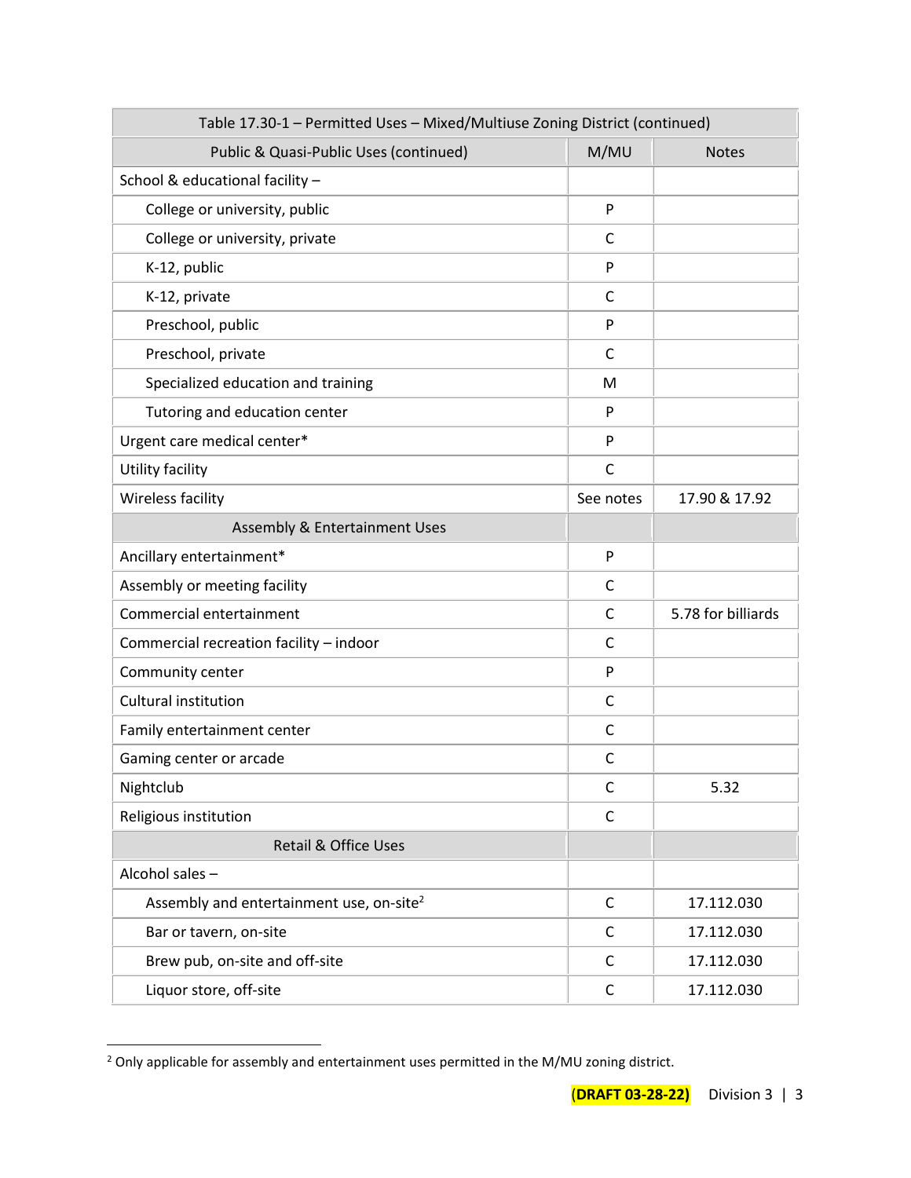| Table 17.30-1 – Permitted Uses – Mixed/Multiuse Zoning District (continued) | | |
|---|---|---|
| Public & Quasi-Public Uses (continued) | M/MU | Notes |
| School & educational facility – | | |
| College or university, public | P | |
| College or university, private | C | |
| K-12, public | P | |
| K-12, private | C | |
| Preschool, public | P | |
| Preschool, private | C | |
| Specialized education and training | M | |
| Tutoring and education center | P | |
| Urgent care medical center* | P | |
| Utility facility | C | |
| Wireless facility | See notes | 17.90 & 17.92 |
| Assembly & Entertainment Uses | | |
| Ancillary entertainment* | P | |
| Assembly or meeting facility | C | |
| Commercial entertainment | C | 5.78 for billiards |
| Commercial recreation facility – indoor | C | |
| Community center | P | |
| Cultural institution | C | |
| Family entertainment center | C | |
| Gaming center or arcade | C | |
| Nightclub | C | 5.32 |
| Religious institution | C | |
| Retail & Office Uses | | |
| Alcohol sales – | | |
| Assembly and entertainment use, on-site[2] | C | 17.112.030 |
| Bar or tavern, on-site | C | 17.112.030 |
| Brew pub, on-site and off-site | C | 17.112.030 |
| Liquor store, off-site | C | 17.112.030 |

[2] Only applicable for assembly and entertainment uses permitted in the M/MU zoning district.

**(DRAFT 03-28-22)**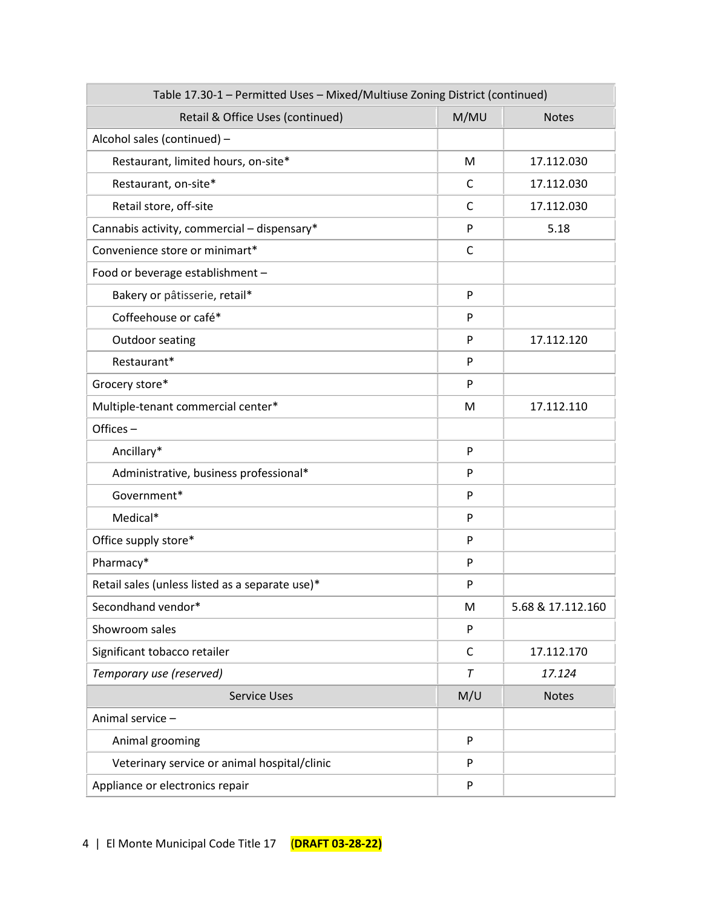| Table 17.30-1 – Permitted Uses – Mixed/Multiuse Zoning District (continued) | | |
|---|---|---|
| Retail & Office Uses (continued) | M/MU | Notes |
| Alcohol sales (continued) – | | |
| Restaurant, limited hours, on-site* | M | 17.112.030 |
| Restaurant, on-site* | C | 17.112.030 |
| Retail store, off-site | C | 17.112.030 |
| Cannabis activity, commercial – dispensary* | P | 5.18 |
| Convenience store or minimart* | C | |
| Food or beverage establishment – | | |
| Bakery or pâtisserie, retail* | P | |
| Coffeehouse or café* | P | |
| Outdoor seating | P | 17.112.120 |
| Restaurant* | P | |
| Grocery store* | P | |
| Multiple-tenant commercial center* | M | 17.112.110 |
| Offices – | | |
| Ancillary* | P | |
| Administrative, business professional* | P | |
| Government* | P | |
| Medical* | P | |
| Office supply store* | P | |
| Pharmacy* | P | |
| Retail sales (unless listed as a separate use)* | P | |
| Secondhand vendor* | M | 5.68 & 17.112.160 |
| Showroom sales | P | |
| Significant tobacco retailer | C | 17.112.170 |
| *Temporary use (reserved)* | *T* | *17.124* |
| Service Uses | M/U | Notes |
| Animal service – | | |
| Animal grooming | P | |
| Veterinary service or animal hospital/clinic | P | |
| Appliance or electronics repair | P | |

**(DRAFT 03-28-22)**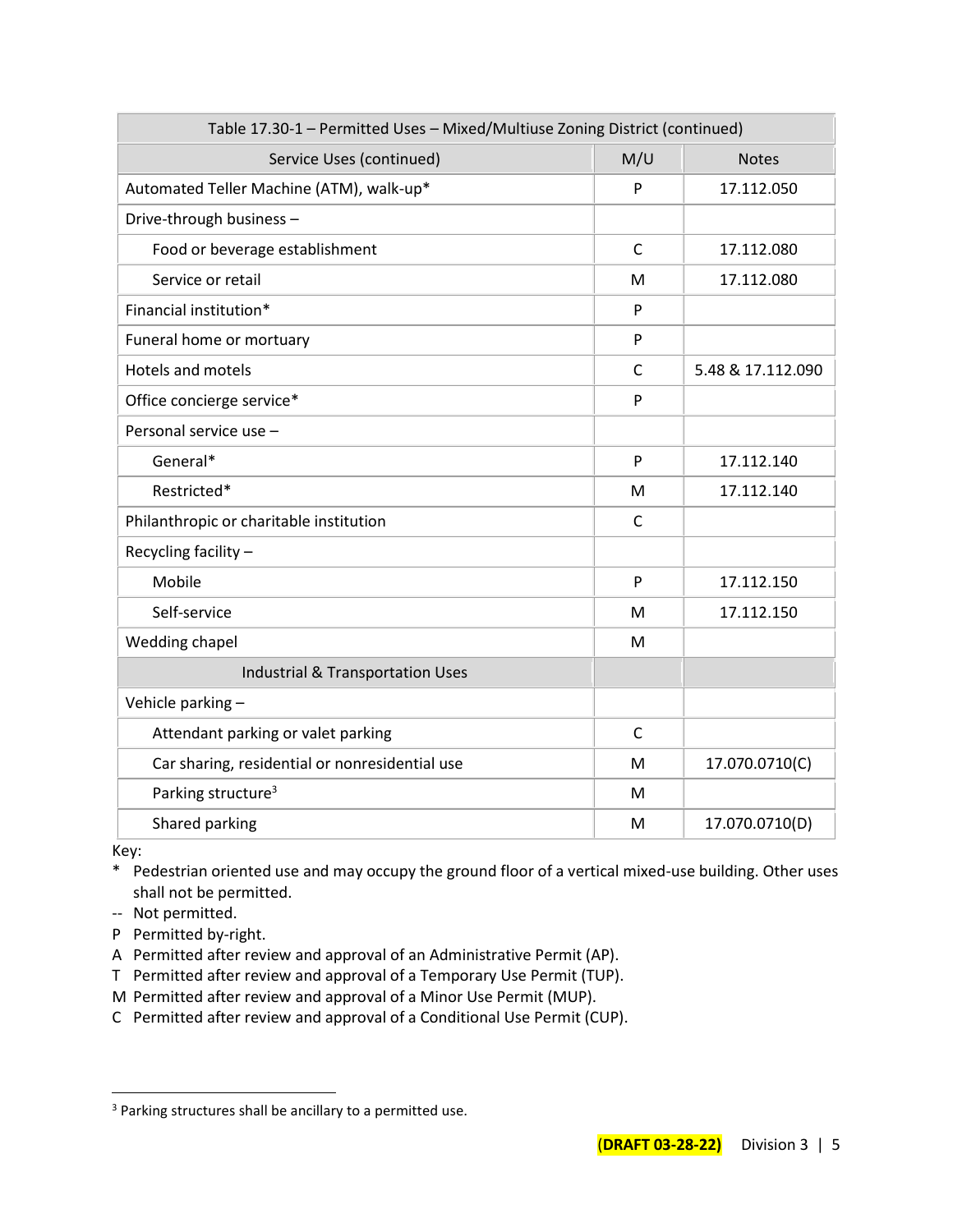| Table 17.30-1 – Permitted Uses – Mixed/Multiuse Zoning District (continued) | | |
|---|---|---|
| Service Uses (continued) | M/U | Notes |
| Automated Teller Machine (ATM), walk-up* | P | 17.112.050 |
| Drive-through business – | | |
| Food or beverage establishment | C | 17.112.080 |
| Service or retail | M | 17.112.080 |
| Financial institution* | P | |
| Funeral home or mortuary | P | |
| Hotels and motels | C | 5.48 & 17.112.090 |
| Office concierge service* | P | |
| Personal service use – | | |
| General* | P | 17.112.140 |
| Restricted* | M | 17.112.140 |
| Philanthropic or charitable institution | C | |
| Recycling facility – | | |
| Mobile | P | 17.112.150 |
| Self-service | M | 17.112.150 |
| Wedding chapel | M | |
| Industrial & Transportation Uses | | |
| Vehicle parking – | | |
| Attendant parking or valet parking | C | |
| Car sharing, residential or nonresidential use | M | 17.070.0710(C) |
| Parking structure[3] | M | |
| Shared parking | M | 17.070.0710(D) |

Key:
- \* Pedestrian oriented use and may occupy the ground floor of a vertical mixed-use building. Other uses shall not be permitted.
- -- Not permitted.
- P Permitted by-right.
- A Permitted after review and approval of an Administrative Permit (AP).
- T Permitted after review and approval of a Temporary Use Permit (TUP).
- M Permitted after review and approval of a Minor Use Permit (MUP).
- C Permitted after review and approval of a Conditional Use Permit (CUP).

[3] Parking structures shall be ancillary to a permitted use.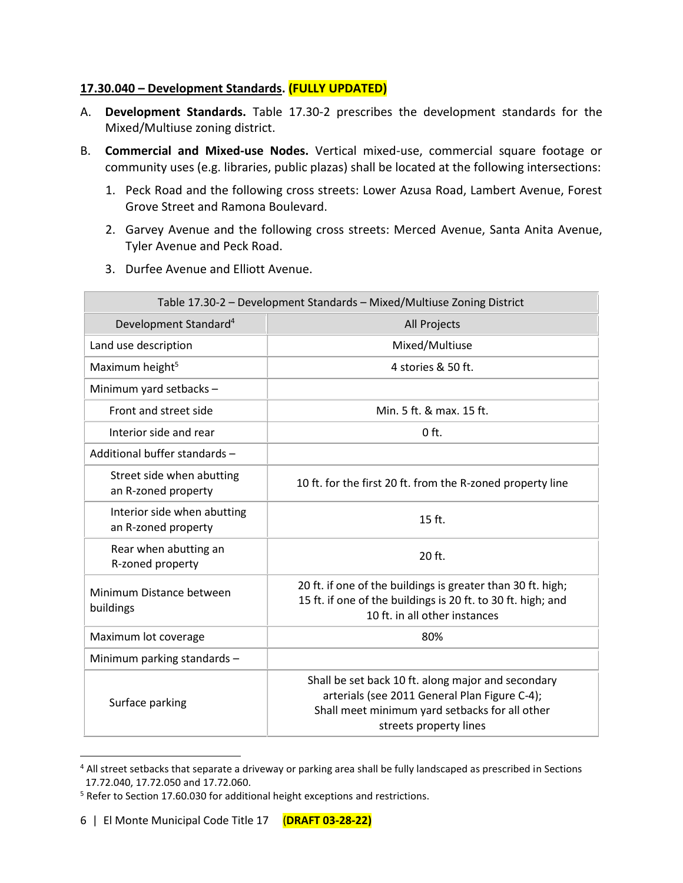**17.30.040 – Development Standards. (FULLY UPDATED)**

A. **Development Standards.** Table 17.30-2 prescribes the development standards for the Mixed/Multiuse zoning district.

B. **Commercial and Mixed-use Nodes.** Vertical mixed-use, commercial square footage or community uses (e.g. libraries, public plazas) shall be located at the following intersections:

   1. Peck Road and the following cross streets: Lower Azusa Road, Lambert Avenue, Forest Grove Street and Ramona Boulevard.
   2. Garvey Avenue and the following cross streets: Merced Avenue, Santa Anita Avenue, Tyler Avenue and Peck Road.
   3. Durfee Avenue and Elliott Avenue.

| Table 17.30-2 – Development Standards – Mixed/Multiuse Zoning District | |
|---|---|
| Development Standard[4] | All Projects |
| Land use description | Mixed/Multiuse |
| Maximum height[5] | 4 stories & 50 ft. |
| Minimum yard setbacks – | |
| Front and street side | Min. 5 ft. & max. 15 ft. |
| Interior side and rear | 0 ft. |
| Additional buffer standards – | |
| Street side when abutting an R-zoned property | 10 ft. for the first 20 ft. from the R-zoned property line |
| Interior side when abutting an R-zoned property | 15 ft. |
| Rear when abutting an R-zoned property | 20 ft. |
| Minimum Distance between buildings | 20 ft. if one of the buildings is greater than 30 ft. high; 15 ft. if one of the buildings is 20 ft. to 30 ft. high; and 10 ft. in all other instances |
| Maximum lot coverage | 80% |
| Minimum parking standards – | |
| Surface parking | Shall be set back 10 ft. along major and secondary arterials (see 2011 General Plan Figure C-4); Shall meet minimum yard setbacks for all other streets property lines |

[4] All street setbacks that separate a driveway or parking area shall be fully landscaped as prescribed in Sections 17.72.040, 17.72.050 and 17.72.060.

[5] Refer to Section 17.60.030 for additional height exceptions and restrictions.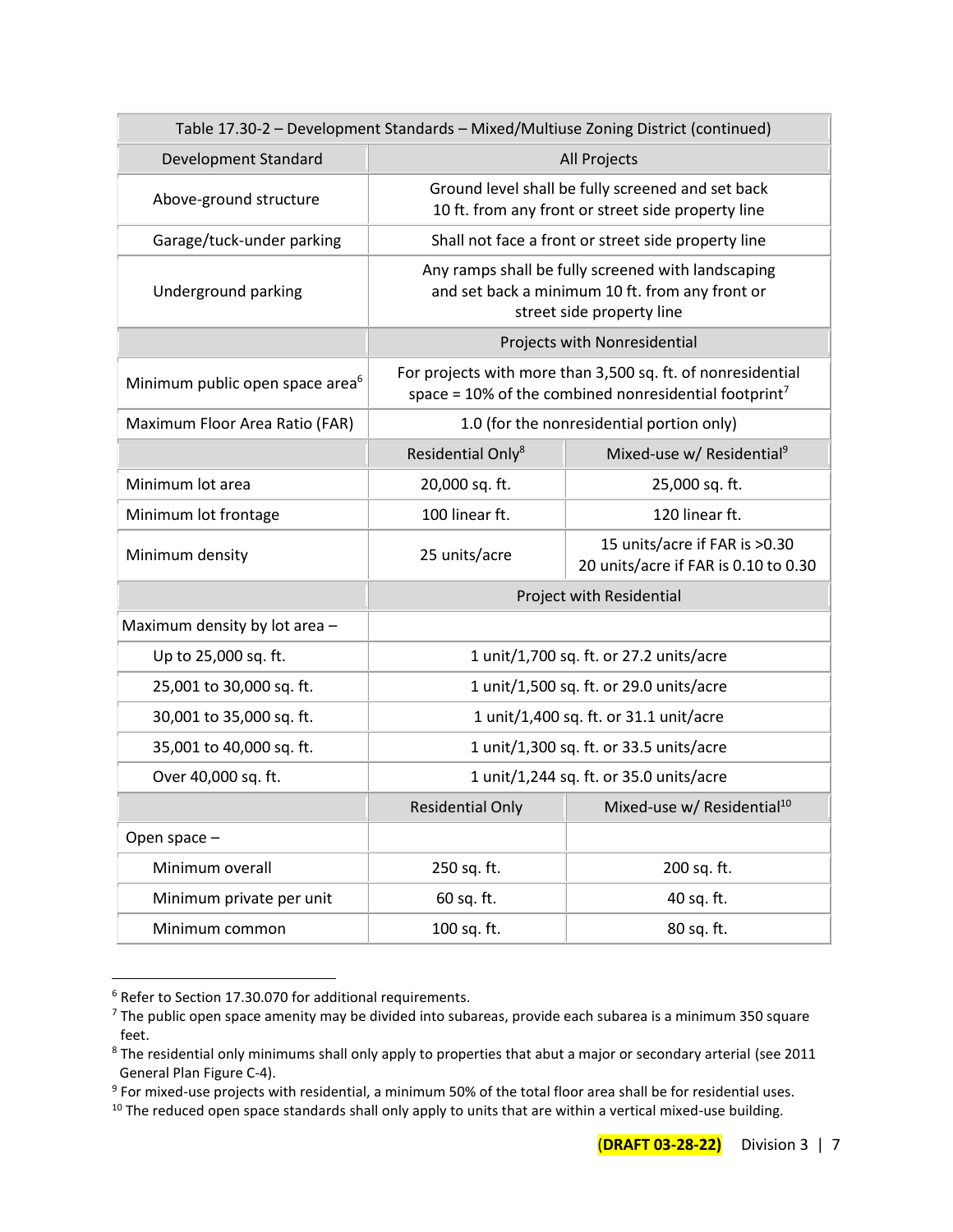| Table 17.30-2 – Development Standards – Mixed/Multiuse Zoning District (continued) | | |
|---|---|---|
| Development Standard | All Projects | |
| Above-ground structure | Ground level shall be fully screened and set back 10 ft. from any front or street side property line | |
| Garage/tuck-under parking | Shall not face a front or street side property line | |
| Underground parking | Any ramps shall be fully screened with landscaping and set back a minimum 10 ft. from any front or street side property line | |
| | Projects with Nonresidential | |
| Minimum public open space area[6] | For projects with more than 3,500 sq. ft. of nonresidential space = 10% of the combined nonresidential footprint[7] | |
| Maximum Floor Area Ratio (FAR) | 1.0 (for the nonresidential portion only) | |
| | Residential Only[8] | Mixed-use w/ Residential[9] |
| Minimum lot area | 20,000 sq. ft. | 25,000 sq. ft. |
| Minimum lot frontage | 100 linear ft. | 120 linear ft. |
| Minimum density | 25 units/acre | 15 units/acre if FAR is >0.30<br>20 units/acre if FAR is 0.10 to 0.30 |
| | Project with Residential | |
| Maximum density by lot area – | | |
| Up to 25,000 sq. ft. | 1 unit/1,700 sq. ft. or 27.2 units/acre | |
| 25,001 to 30,000 sq. ft. | 1 unit/1,500 sq. ft. or 29.0 units/acre | |
| 30,001 to 35,000 sq. ft. | 1 unit/1,400 sq. ft. or 31.1 unit/acre | |
| 35,001 to 40,000 sq. ft. | 1 unit/1,300 sq. ft. or 33.5 units/acre | |
| Over 40,000 sq. ft. | 1 unit/1,244 sq. ft. or 35.0 units/acre | |
| | Residential Only | Mixed-use w/ Residential[10] |
| Open space – | | |
| Minimum overall | 250 sq. ft. | 200 sq. ft. |
| Minimum private per unit | 60 sq. ft. | 40 sq. ft. |
| Minimum common | 100 sq. ft. | 80 sq. ft. |

[6] Refer to Section 17.30.070 for additional requirements.

[7] The public open space amenity may be divided into subareas, provide each subarea is a minimum 350 square feet.

[8] The residential only minimums shall only apply to properties that abut a major or secondary arterial (see 2011 General Plan Figure C-4).

[9] For mixed-use projects with residential, a minimum 50% of the total floor area shall be for residential uses.

[10] The reduced open space standards shall only apply to units that are within a vertical mixed-use building.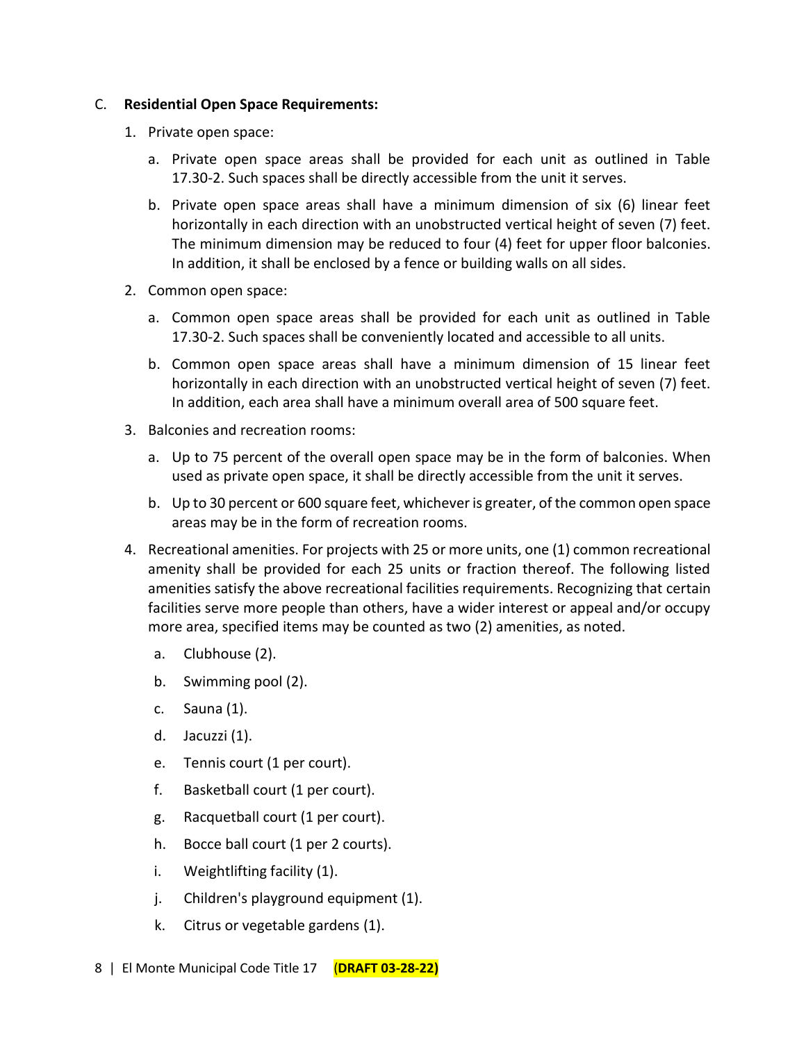C. **Residential Open Space Requirements:**

1. Private open space:

   a. Private open space areas shall be provided for each unit as outlined in Table 17.30-2. Such spaces shall be directly accessible from the unit it serves.

   b. Private open space areas shall have a minimum dimension of six (6) linear feet horizontally in each direction with an unobstructed vertical height of seven (7) feet. The minimum dimension may be reduced to four (4) feet for upper floor balconies. In addition, it shall be enclosed by a fence or building walls on all sides.

2. Common open space:

   a. Common open space areas shall be provided for each unit as outlined in Table 17.30-2. Such spaces shall be conveniently located and accessible to all units.

   b. Common open space areas shall have a minimum dimension of 15 linear feet horizontally in each direction with an unobstructed vertical height of seven (7) feet. In addition, each area shall have a minimum overall area of 500 square feet.

3. Balconies and recreation rooms:

   a. Up to 75 percent of the overall open space may be in the form of balconies. When used as private open space, it shall be directly accessible from the unit it serves.

   b. Up to 30 percent or 600 square feet, whichever is greater, of the common open space areas may be in the form of recreation rooms.

4. Recreational amenities. For projects with 25 or more units, one (1) common recreational amenity shall be provided for each 25 units or fraction thereof. The following listed amenities satisfy the above recreational facilities requirements. Recognizing that certain facilities serve more people than others, have a wider interest or appeal and/or occupy more area, specified items may be counted as two (2) amenities, as noted.

   a. Clubhouse (2).

   b. Swimming pool (2).

   c. Sauna (1).

   d. Jacuzzi (1).

   e. Tennis court (1 per court).

   f. Basketball court (1 per court).

   g. Racquetball court (1 per court).

   h. Bocce ball court (1 per 2 courts).

   i. Weightlifting facility (1).

   j. Children's playground equipment (1).

   k. Citrus or vegetable gardens (1).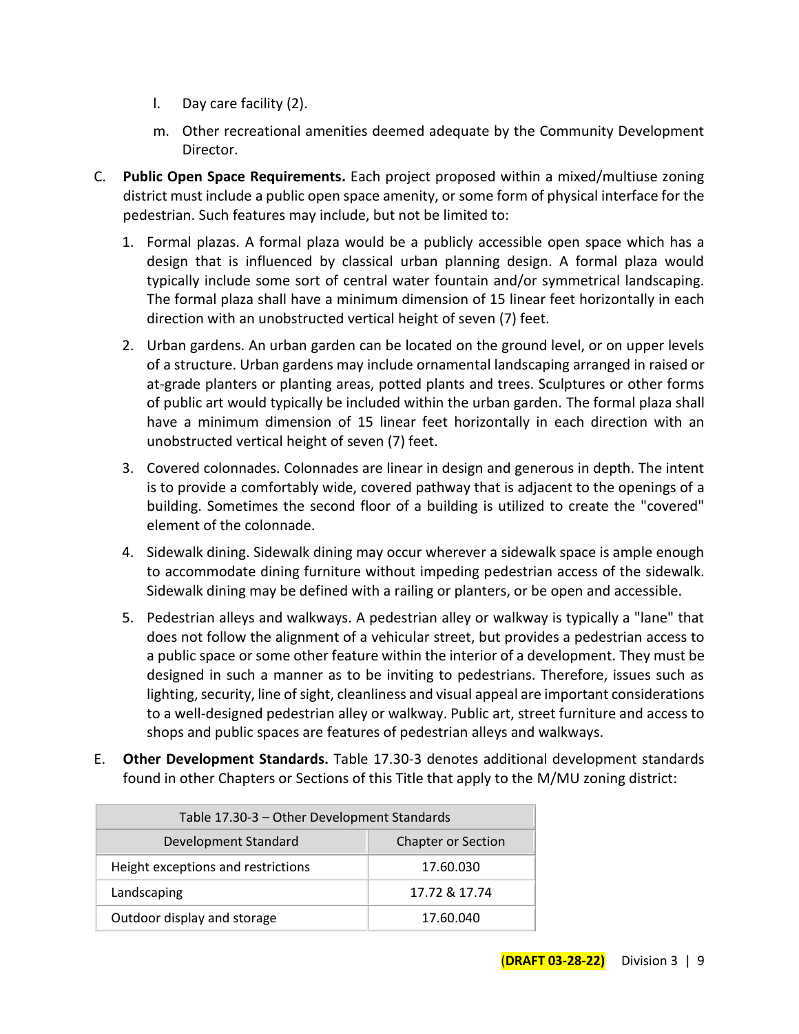l. Day care facility (2).

m. Other recreational amenities deemed adequate by the Community Development Director.

C. **Public Open Space Requirements.** Each project proposed within a mixed/multiuse zoning district must include a public open space amenity, or some form of physical interface for the pedestrian. Such features may include, but not be limited to:

1. Formal plazas. A formal plaza would be a publicly accessible open space which has a design that is influenced by classical urban planning design. A formal plaza would typically include some sort of central water fountain and/or symmetrical landscaping. The formal plaza shall have a minimum dimension of 15 linear feet horizontally in each direction with an unobstructed vertical height of seven (7) feet.

2. Urban gardens. An urban garden can be located on the ground level, or on upper levels of a structure. Urban gardens may include ornamental landscaping arranged in raised or at-grade planters or planting areas, potted plants and trees. Sculptures or other forms of public art would typically be included within the urban garden. The formal plaza shall have a minimum dimension of 15 linear feet horizontally in each direction with an unobstructed vertical height of seven (7) feet.

3. Covered colonnades. Colonnades are linear in design and generous in depth. The intent is to provide a comfortably wide, covered pathway that is adjacent to the openings of a building. Sometimes the second floor of a building is utilized to create the "covered" element of the colonnade.

4. Sidewalk dining. Sidewalk dining may occur wherever a sidewalk space is ample enough to accommodate dining furniture without impeding pedestrian access of the sidewalk. Sidewalk dining may be defined with a railing or planters, or be open and accessible.

5. Pedestrian alleys and walkways. A pedestrian alley or walkway is typically a "lane" that does not follow the alignment of a vehicular street, but provides a pedestrian access to a public space or some other feature within the interior of a development. They must be designed in such a manner as to be inviting to pedestrians. Therefore, issues such as lighting, security, line of sight, cleanliness and visual appeal are important considerations to a well-designed pedestrian alley or walkway. Public art, street furniture and access to shops and public spaces are features of pedestrian alleys and walkways.

E. **Other Development Standards.** Table 17.30-3 denotes additional development standards found in other Chapters or Sections of this Title that apply to the M/MU zoning district:

| Table 17.30-3 – Other Development Standards | |
|---|---|
| Development Standard | Chapter or Section |
| Height exceptions and restrictions | 17.60.030 |
| Landscaping | 17.72 & 17.74 |
| Outdoor display and storage | 17.60.040 |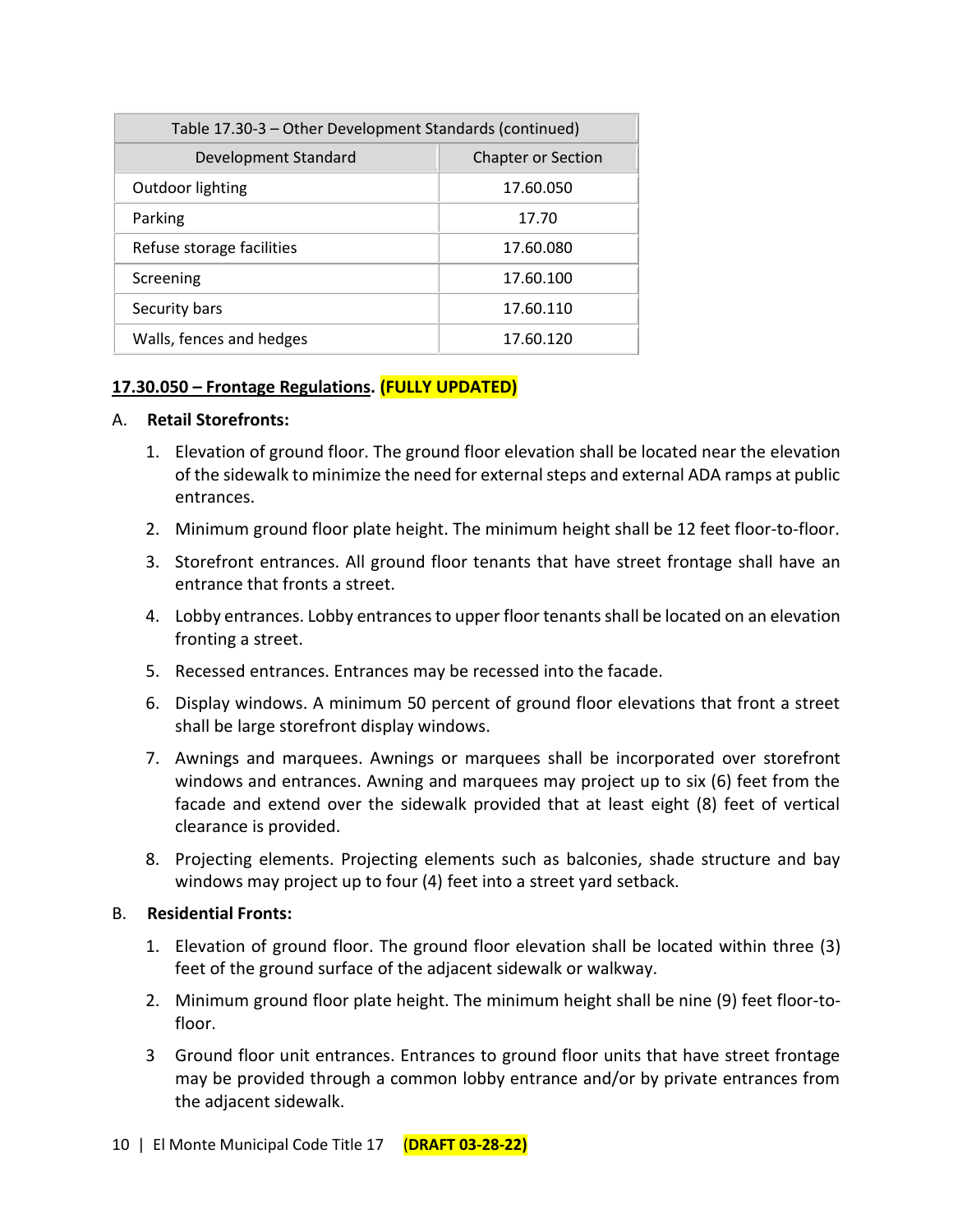| Table 17.30-3 – Other Development Standards (continued) | |
|---|---|
| Development Standard | Chapter or Section |
| Outdoor lighting | 17.60.050 |
| Parking | 17.70 |
| Refuse storage facilities | 17.60.080 |
| Screening | 17.60.100 |
| Security bars | 17.60.110 |
| Walls, fences and hedges | 17.60.120 |

**17.30.050 – Frontage Regulations. (FULLY UPDATED)**

A. **Retail Storefronts:**

1. Elevation of ground floor. The ground floor elevation shall be located near the elevation of the sidewalk to minimize the need for external steps and external ADA ramps at public entrances.
2. Minimum ground floor plate height. The minimum height shall be 12 feet floor-to-floor.
3. Storefront entrances. All ground floor tenants that have street frontage shall have an entrance that fronts a street.
4. Lobby entrances. Lobby entrances to upper floor tenants shall be located on an elevation fronting a street.
5. Recessed entrances. Entrances may be recessed into the facade.
6. Display windows. A minimum 50 percent of ground floor elevations that front a street shall be large storefront display windows.
7. Awnings and marquees. Awnings or marquees shall be incorporated over storefront windows and entrances. Awning and marquees may project up to six (6) feet from the facade and extend over the sidewalk provided that at least eight (8) feet of vertical clearance is provided.
8. Projecting elements. Projecting elements such as balconies, shade structure and bay windows may project up to four (4) feet into a street yard setback.

B. **Residential Fronts:**

1. Elevation of ground floor. The ground floor elevation shall be located within three (3) feet of the ground surface of the adjacent sidewalk or walkway.
2. Minimum ground floor plate height. The minimum height shall be nine (9) feet floor-to-floor.
3. Ground floor unit entrances. Entrances to ground floor units that have street frontage may be provided through a common lobby entrance and/or by private entrances from the adjacent sidewalk.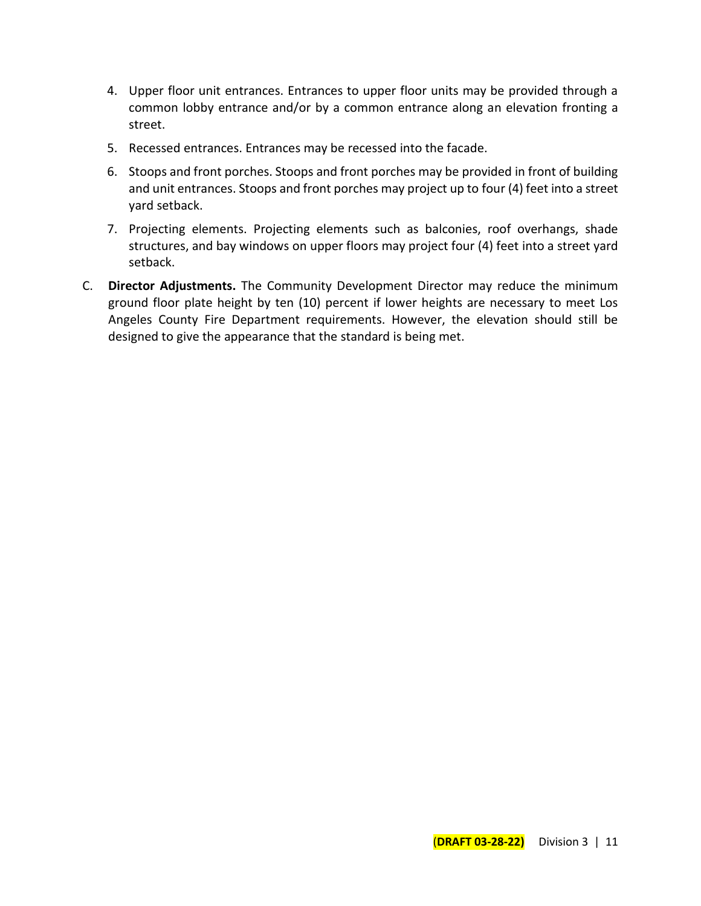4. Upper floor unit entrances. Entrances to upper floor units may be provided through a common lobby entrance and/or by a common entrance along an elevation fronting a street.
5. Recessed entrances. Entrances may be recessed into the facade.
6. Stoops and front porches. Stoops and front porches may be provided in front of building and unit entrances. Stoops and front porches may project up to four (4) feet into a street yard setback.
7. Projecting elements. Projecting elements such as balconies, roof overhangs, shade structures, and bay windows on upper floors may project four (4) feet into a street yard setback.

C. **Director Adjustments.** The Community Development Director may reduce the minimum ground floor plate height by ten (10) percent if lower heights are necessary to meet Los Angeles County Fire Department requirements. However, the elevation should still be designed to give the appearance that the standard is being met.